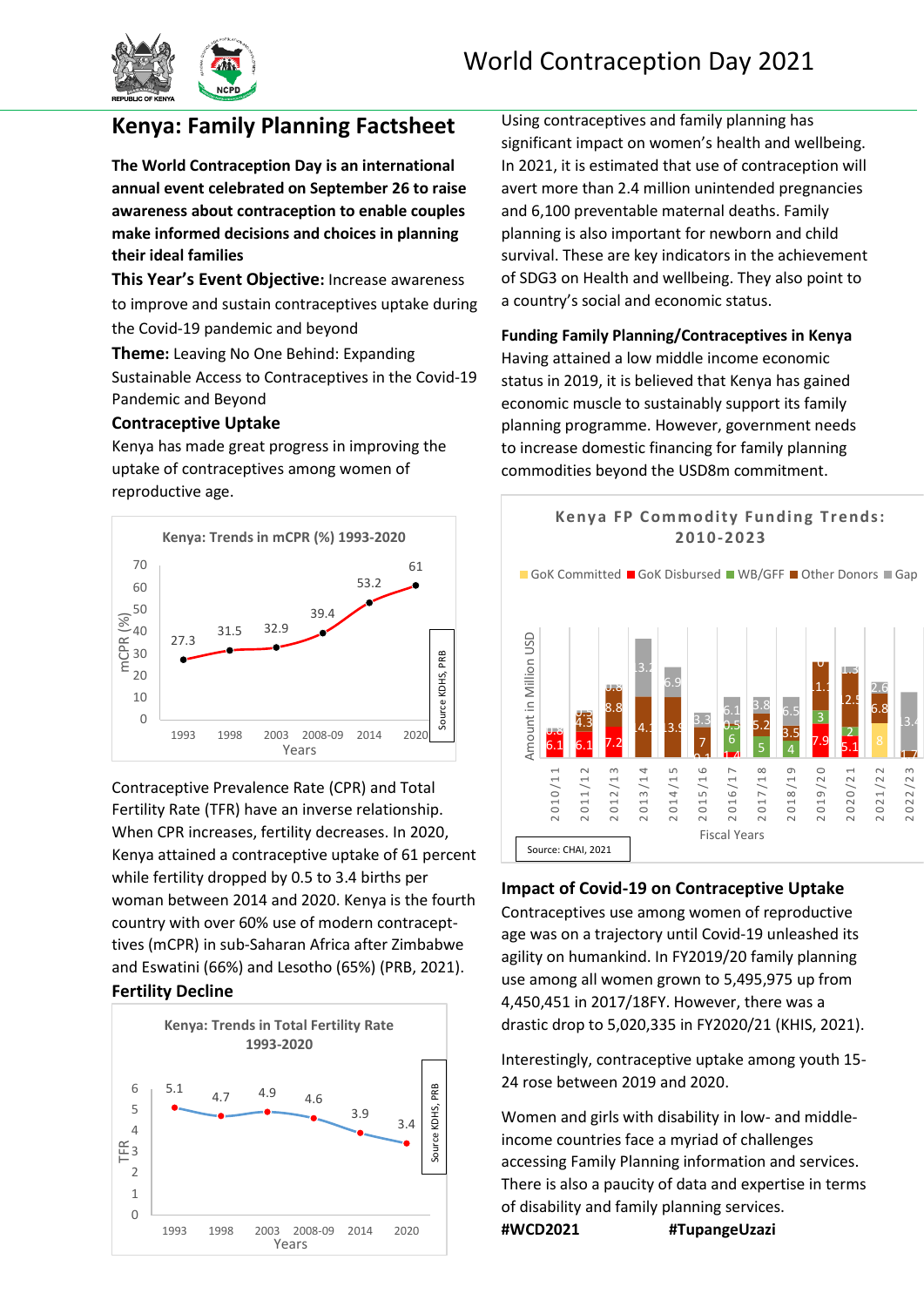# World Contraception Day 2021

## Kenya: Family Planning Factsheet

**The World Contraception Day is an international annual event celebrated on September 26 to raise awareness about contraception to enable couples make informed decisions and choices in planning their ideal families**

**This Year's Event Objective:** Increase awareness to improve and sustain contraceptives uptake during the Covid-19 pandemic and beyond

**Theme:** Leaving No One Behind: Expanding Sustainable Access to Contraceptives in the Covid-19 Pandemic and Beyond

### Contraceptive Uptake

Kenya has made great progress in improving the uptake of contraceptives among women of reproductive age.

**Kenya: Trends in mCPR (%) 1993-2020**

| Years | 1993 | 1998 | 2003 | 2008-09 | 2014 | 2020 |
|---|---|---|---|---|---|---|
| mCPR (%) | 27.3 | 31.5 | 32.9 | 39.4 | 53.2 | 61 |

Source KDHS, PRB

Contraceptive Prevalence Rate (CPR) and Total Fertility Rate (TFR) have an inverse relationship. When CPR increases, fertility decreases. In 2020, Kenya attained a contraceptive uptake of 61 percent while fertility dropped by 0.5 to 3.4 births per woman between 2014 and 2020. Kenya is the fourth country with over 60% use of modern contraceptives (mCPR) in sub-Saharan Africa after Zimbabwe and Eswatini (66%) and Lesotho (65%) (PRB, 2021).

### Fertility Decline

**Kenya: Trends in Total Fertility Rate 1993-2020**

| Years | 1993 | 1998 | 2003 | 2008-09 | 2014 | 2020 |
|---|---|---|---|---|---|---|
| TFR | 5.1 | 4.7 | 4.9 | 4.6 | 3.9 | 3.4 |

Source KDHS, PRB

Using contraceptives and family planning has significant impact on women's health and wellbeing. In 2021, it is estimated that use of contraception will avert more than 2.4 million unintended pregnancies and 6,100 preventable maternal deaths. Family planning is also important for newborn and child survival. These are key indicators in the achievement of SDG3 on Health and wellbeing. They also point to a country's social and economic status.

### Funding Family Planning/Contraceptives in Kenya

Having attained a low middle income economic status in 2019, it is believed that Kenya has gained economic muscle to sustainably support its family planning programme. However, government needs to increase domestic financing for family planning commodities beyond the USD8m commitment.

**Kenya FP Commodity Funding Trends: 2010-2023**

GoK Committed | GoK Disbursed | WB/GFF | Other Donors | Gap

Amount in Million USD; Fiscal Years 2010/11 – 2022/23

Source: CHAI, 2021

### Impact of Covid-19 on Contraceptive Uptake

Contraceptives use among women of reproductive age was on a trajectory until Covid-19 unleashed its agility on humankind. In FY2019/20 family planning use among all women grown to 5,495,975 up from 4,450,451 in 2017/18FY. However, there was a drastic drop to 5,020,335 in FY2020/21 (KHIS, 2021).

Interestingly, contraceptive uptake among youth 15-24 rose between 2019 and 2020.

Women and girls with disability in low- and middle-income countries face a myriad of challenges accessing Family Planning information and services. There is also a paucity of data and expertise in terms of disability and family planning services.

**#WCD2021** **#TupangeUzazi**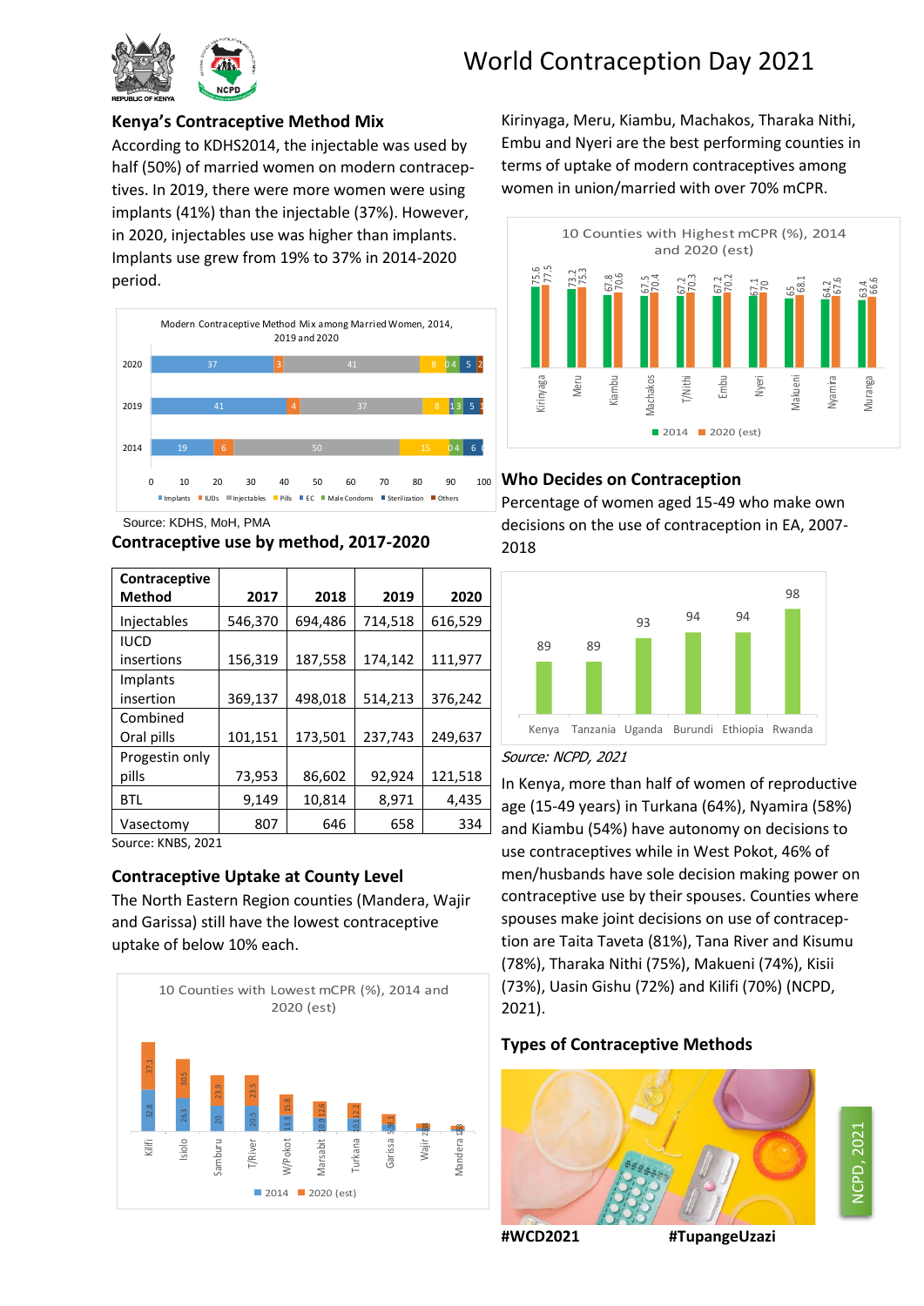# World Contraception Day 2021

## Kenya's Contraceptive Method Mix

According to KDHS2014, the injectable was used by half (50%) of married women on modern contraceptives. In 2019, there were more women were using implants (41%) than the injectable (37%). However, in 2020, injectables use was higher than implants. Implants use grew from 19% to 37% in 2014-2020 period.

Modern Contraceptive Method Mix among Married Women, 2014, 2019 and 2020

2020: 37, 3, 41, 8, 0, 4, 5, 2

2019: 41, 4, 37, 8, 1, 3, 5, 1

2014: 19, 6, 50, 15, 0, 4, 6, 0

0 10 20 30 40 50 60 70 80 90 100

Implants, IUDs, Injectables, Pills, EC, Male Condoms, Sterilization, Others

Source: KDHS, MoH, PMA

## Contraceptive use by method, 2017-2020

| Contraceptive Method | 2017 | 2018 | 2019 | 2020 |
|---|---|---|---|---|
| Injectables | 546,370 | 694,486 | 714,518 | 616,529 |
| IUCD insertions | 156,319 | 187,558 | 174,142 | 111,977 |
| Implants insertion | 369,137 | 498,018 | 514,213 | 376,242 |
| Combined Oral pills | 101,151 | 173,501 | 237,743 | 249,637 |
| Progestin only pills | 73,953 | 86,602 | 92,924 | 121,518 |
| BTL | 9,149 | 10,814 | 8,971 | 4,435 |
| Vasectomy | 807 | 646 | 658 | 334 |

Source: KNBS, 2021

## Contraceptive Uptake at County Level

The North Eastern Region counties (Mandera, Wajir and Garissa) still have the lowest contraceptive uptake of below 10% each.

10 Counties with Lowest mCPR (%), 2014 and 2020 (est)

Kilifi 32.8, 37.1; Isiolo 26.3, 30.5; Samburu 20, 23.9; T/River 20.5, 23.5; W/Pokot 13.3, 15.8; Marsabit 10.9, 17.6; Turkana 10.1, 12.2; Garissa 5.3, 8.1; Wajir 2.3, 2.8; Mandera 1.2, 2.8

2014 2020 (est)

Kirinyaga, Meru, Kiambu, Machakos, Tharaka Nithi, Embu and Nyeri are the best performing counties in terms of uptake of modern contraceptives among women in union/married with over 70% mCPR.

10 Counties with Highest mCPR (%), 2014 and 2020 (est)

Kirinyaga 75.6, 77.5; Meru 73.2, 75.3; Kiambu 67.8, 70.6; Machakos 67.5, 70.4; T/Nithi 67.2, 70.3; Embu 67.2, 70.2; Nyeri 67.1, 70; Makueni 65, 68.1; Nyamira 64.2, 67.6; Muranga 63.4, 66.6

2014 2020 (est)

## Who Decides on Contraception

Percentage of women aged 15-49 who make own decisions on the use of contraception in EA, 2007-2018

Kenya 89, Tanzania 89, Uganda 93, Burundi 94, Ethiopia 94, Rwanda 98

*Source: NCPD, 2021*

In Kenya, more than half of women of reproductive age (15-49 years) in Turkana (64%), Nyamira (58%) and Kiambu (54%) have autonomy on decisions to use contraceptives while in West Pokot, 46% of men/husbands have sole decision making power on contraceptive use by their spouses. Counties where spouses make joint decisions on use of contraception are Taita Taveta (81%), Tana River and Kisumu (78%), Tharaka Nithi (75%), Makueni (74%), Kisii (73%), Uasin Gishu (72%) and Kilifi (70%) (NCPD, 2021).

## Types of Contraceptive Methods

**#WCD2021** **#TupangeUzazi**

NCPD, 2021